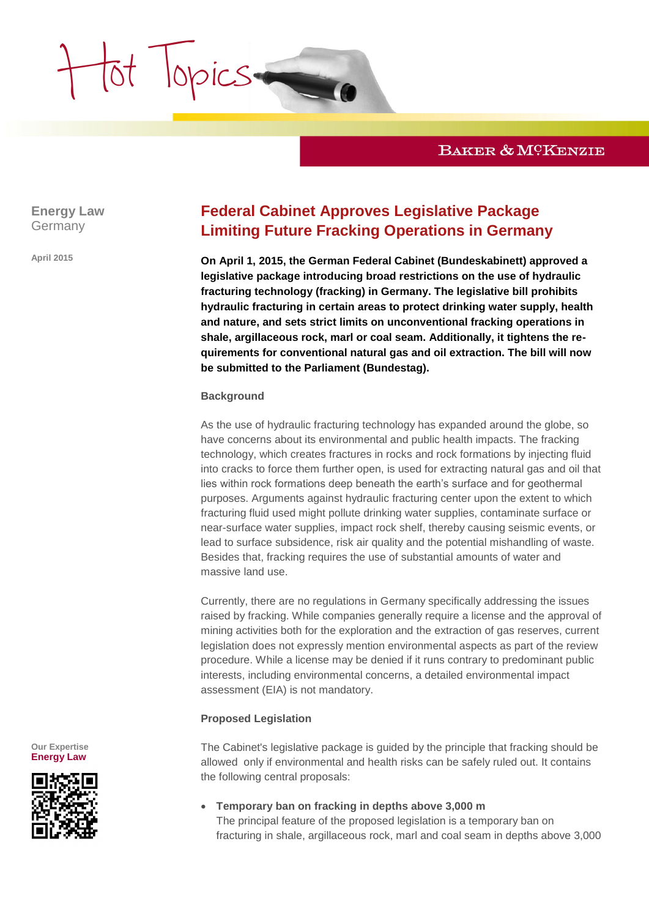Energy Law
Germany

April 2015

# Federal Cabinet Approves Legislative Package Limiting Future Fracking Operations in Germany

**On April 1, 2015, the German Federal Cabinet (Bundeskabinett) approved a legislative package introducing broad restrictions on the use of hydraulic fracturing technology (fracking) in Germany. The legislative bill prohibits hydraulic fracturing in certain areas to protect drinking water supply, health and nature, and sets strict limits on unconventional fracking operations in shale, argillaceous rock, marl or coal seam. Additionally, it tightens the requirements for conventional natural gas and oil extraction. The bill will now be submitted to the Parliament (Bundestag).**

### Background

As the use of hydraulic fracturing technology has expanded around the globe, so have concerns about its environmental and public health impacts. The fracking technology, which creates fractures in rocks and rock formations by injecting fluid into cracks to force them further open, is used for extracting natural gas and oil that lies within rock formations deep beneath the earth's surface and for geothermal purposes. Arguments against hydraulic fracturing center upon the extent to which fracturing fluid used might pollute drinking water supplies, contaminate surface or near-surface water supplies, impact rock shelf, thereby causing seismic events, or lead to surface subsidence, risk air quality and the potential mishandling of waste. Besides that, fracking requires the use of substantial amounts of water and massive land use.

Currently, there are no regulations in Germany specifically addressing the issues raised by fracking. While companies generally require a license and the approval of mining activities both for the exploration and the extraction of gas reserves, current legislation does not expressly mention environmental aspects as part of the review procedure. While a license may be denied if it runs contrary to predominant public interests, including environmental concerns, a detailed environmental impact assessment (EIA) is not mandatory.

### Proposed Legislation

The Cabinet's legislative package is guided by the principle that fracking should be allowed only if environmental and health risks can be safely ruled out. It contains the following central proposals:

- **Temporary ban on fracking in depths above 3,000 m**
  The principal feature of the proposed legislation is a temporary ban on fracturing in shale, argillaceous rock, marl and coal seam in depths above 3,000

Our Expertise
Energy Law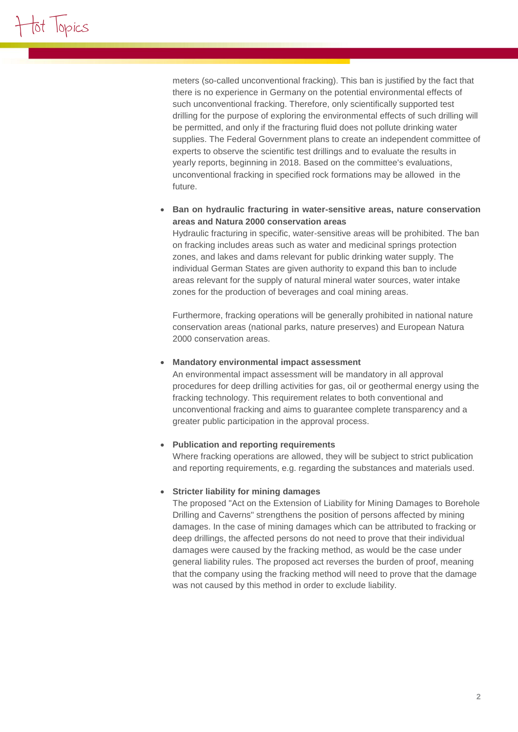meters (so-called unconventional fracking). This ban is justified by the fact that there is no experience in Germany on the potential environmental effects of such unconventional fracking. Therefore, only scientifically supported test drilling for the purpose of exploring the environmental effects of such drilling will be permitted, and only if the fracturing fluid does not pollute drinking water supplies. The Federal Government plans to create an independent committee of experts to observe the scientific test drillings and to evaluate the results in yearly reports, beginning in 2018. Based on the committee's evaluations, unconventional fracking in specified rock formations may be allowed in the future.

- **Ban on hydraulic fracturing in water-sensitive areas, nature conservation areas and Natura 2000 conservation areas**
  Hydraulic fracturing in specific, water-sensitive areas will be prohibited. The ban on fracking includes areas such as water and medicinal springs protection zones, and lakes and dams relevant for public drinking water supply. The individual German States are given authority to expand this ban to include areas relevant for the supply of natural mineral water sources, water intake zones for the production of beverages and coal mining areas.

  Furthermore, fracking operations will be generally prohibited in national nature conservation areas (national parks, nature preserves) and European Natura 2000 conservation areas.

- **Mandatory environmental impact assessment**
  An environmental impact assessment will be mandatory in all approval procedures for deep drilling activities for gas, oil or geothermal energy using the fracking technology. This requirement relates to both conventional and unconventional fracking and aims to guarantee complete transparency and a greater public participation in the approval process.

- **Publication and reporting requirements**
  Where fracking operations are allowed, they will be subject to strict publication and reporting requirements, e.g. regarding the substances and materials used.

- **Stricter liability for mining damages**
  The proposed "Act on the Extension of Liability for Mining Damages to Borehole Drilling and Caverns" strengthens the position of persons affected by mining damages. In the case of mining damages which can be attributed to fracking or deep drillings, the affected persons do not need to prove that their individual damages were caused by the fracking method, as would be the case under general liability rules. The proposed act reverses the burden of proof, meaning that the company using the fracking method will need to prove that the damage was not caused by this method in order to exclude liability.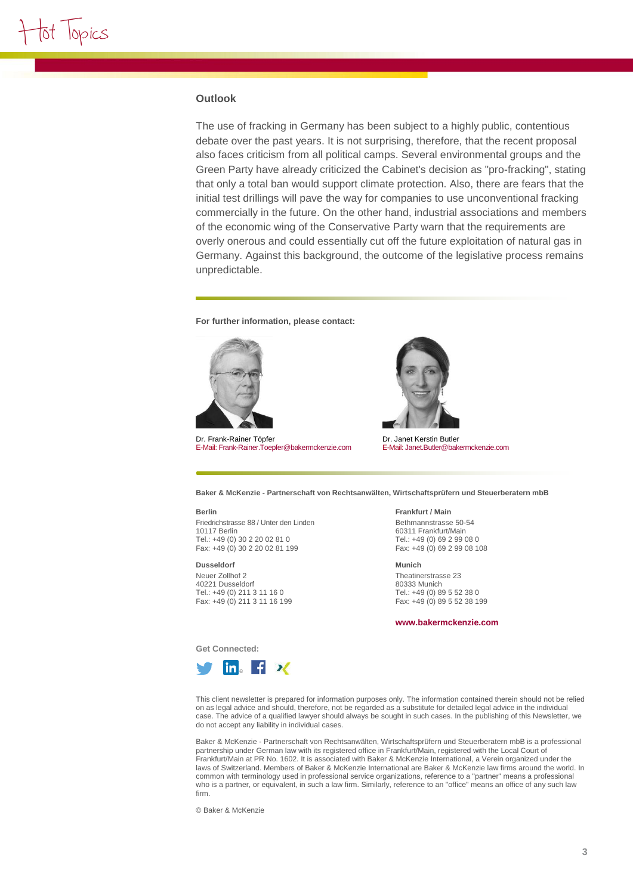## Outlook

The use of fracking in Germany has been subject to a highly public, contentious debate over the past years. It is not surprising, therefore, that the recent proposal also faces criticism from all political camps. Several environmental groups and the Green Party have already criticized the Cabinet's decision as "pro-fracking", stating that only a total ban would support climate protection. Also, there are fears that the initial test drillings will pave the way for companies to use unconventional fracking commercially in the future. On the other hand, industrial associations and members of the economic wing of the Conservative Party warn that the requirements are overly onerous and could essentially cut off the future exploitation of natural gas in Germany. Against this background, the outcome of the legislative process remains unpredictable.

**For further information, please contact:**

Dr. Frank-Rainer Töpfer
E-Mail: Frank-Rainer.Toepfer@bakermckenzie.com

Dr. Janet Kerstin Butler
E-Mail: Janet.Butler@bakermckenzie.com

**Baker & McKenzie - Partnerschaft von Rechtsanwälten, Wirtschaftsprüfern und Steuerberatern mbB**

**Berlin**
Friedrichstrasse 88 / Unter den Linden
10117 Berlin
Tel.: +49 (0) 30 2 20 02 81 0
Fax: +49 (0) 30 2 20 02 81 199

**Dusseldorf**
Neuer Zollhof 2
40221 Dusseldorf
Tel.: +49 (0) 211 3 11 16 0
Fax: +49 (0) 211 3 11 16 199

**Frankfurt / Main**
Bethmannstrasse 50-54
60311 Frankfurt/Main
Tel.: +49 (0) 69 2 99 08 0
Fax: +49 (0) 69 2 99 08 108

**Munich**
Theatinerstrasse 23
80333 Munich
Tel.: +49 (0) 89 5 52 38 0
Fax: +49 (0) 89 5 52 38 199

**www.bakermckenzie.com**

**Get Connected:**

This client newsletter is prepared for information purposes only. The information contained therein should not be relied on as legal advice and should, therefore, not be regarded as a substitute for detailed legal advice in the individual case. The advice of a qualified lawyer should always be sought in such cases. In the publishing of this Newsletter, we do not accept any liability in individual cases.

Baker & McKenzie - Partnerschaft von Rechtsanwälten, Wirtschaftsprüfern und Steuerberatern mbB is a professional partnership under German law with its registered office in Frankfurt/Main, registered with the Local Court of Frankfurt/Main at PR No. 1602. It is associated with Baker & McKenzie International, a Verein organized under the laws of Switzerland. Members of Baker & McKenzie International are Baker & McKenzie law firms around the world. In common with terminology used in professional service organizations, reference to a "partner" means a professional who is a partner, or equivalent, in such a law firm. Similarly, reference to an "office" means an office of any such law firm.

© Baker & McKenzie